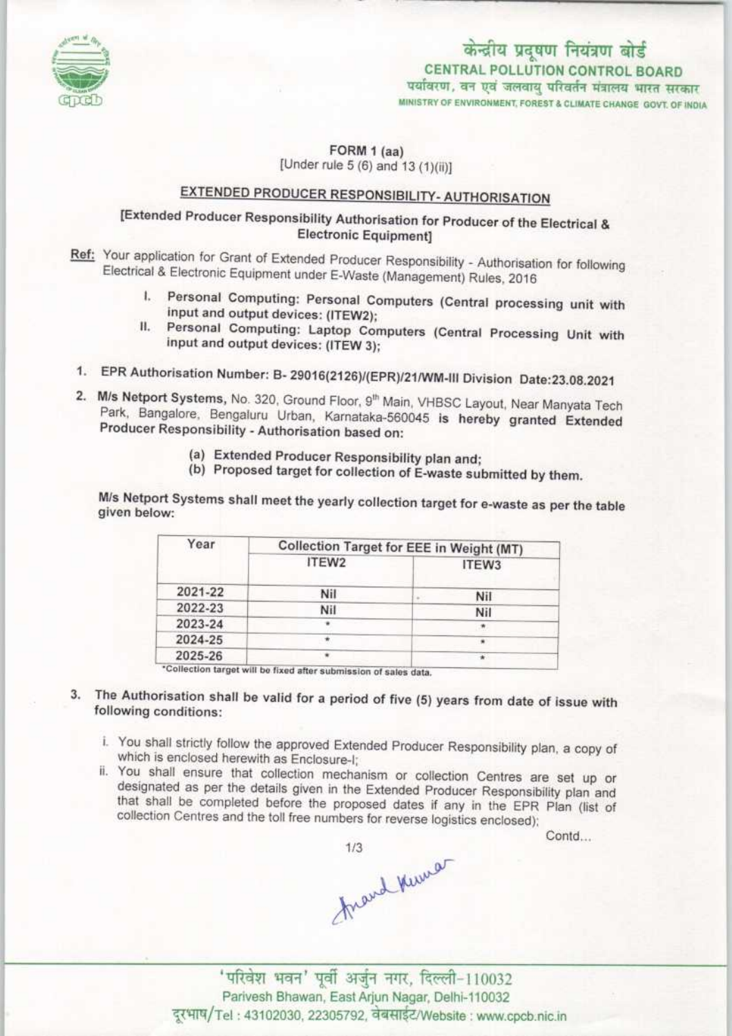केन्द्रीय प्रदूषण नियंत्रण बोर्ड
**CENTRAL POLLUTION CONTROL BOARD**
पर्यावरण, वन एवं जलवायु परिवर्तन मंत्रालय भारत सरकार
MINISTRY OF ENVIRONMENT, FOREST & CLIMATE CHANGE GOVT. OF INDIA

**FORM 1 (aa)**
[Under rule 5 (6) and 13 (1)(ii)]

## EXTENDED PRODUCER RESPONSIBILITY- AUTHORISATION

**[Extended Producer Responsibility Authorisation for Producer of the Electrical & Electronic Equipment]**

**Ref:** Your application for Grant of Extended Producer Responsibility - Authorisation for following Electrical & Electronic Equipment under E-Waste (Management) Rules, 2016

I. **Personal Computing: Personal Computers (Central processing unit with input and output devices: (ITEW2);**
II. **Personal Computing: Laptop Computers (Central Processing Unit with input and output devices: (ITEW 3);**

1. **EPR Authorisation Number: B- 29016(2126)/(EPR)/21/WM-III Division Date:23.08.2021**

2. **M/s Netport Systems,** No. 320, Ground Floor, 9th Main, VHBSC Layout, Near Manyata Tech Park, Bangalore, Bengaluru Urban, Karnataka-560045 **is hereby granted Extended Producer Responsibility - Authorisation based on:**

   (a) **Extended Producer Responsibility plan and;**
   (b) **Proposed target for collection of E-waste submitted by them.**

**M/s Netport Systems shall meet the yearly collection target for e-waste as per the table given below:**

| Year | Collection Target for EEE in Weight (MT) | |
|---|---|---|
| | ITEW2 | ITEW3 |
| 2021-22 | Nil | Nil |
| 2022-23 | Nil | Nil |
| 2023-24 | * | * |
| 2024-25 | * | * |
| 2025-26 | * | * |

*Collection target will be fixed after submission of sales data.

3. **The Authorisation shall be valid for a period of five (5) years from date of issue with following conditions:**

   i. You shall strictly follow the approved Extended Producer Responsibility plan, a copy of which is enclosed herewith as Enclosure-I;
   ii. You shall ensure that collection mechanism or collection Centres are set up or designated as per the details given in the Extended Producer Responsibility plan and that shall be completed before the proposed dates if any in the EPR Plan (list of collection Centres and the toll free numbers for reverse logistics enclosed);

Contd...

'परिवेश भवन' पूर्वी अर्जुन नगर, दिल्ली-110032
Parivesh Bhawan, East Arjun Nagar, Delhi-110032
दूरभाष/Tel : 43102030, 22305792, वेबसाईट/Website : www.cpcb.nic.in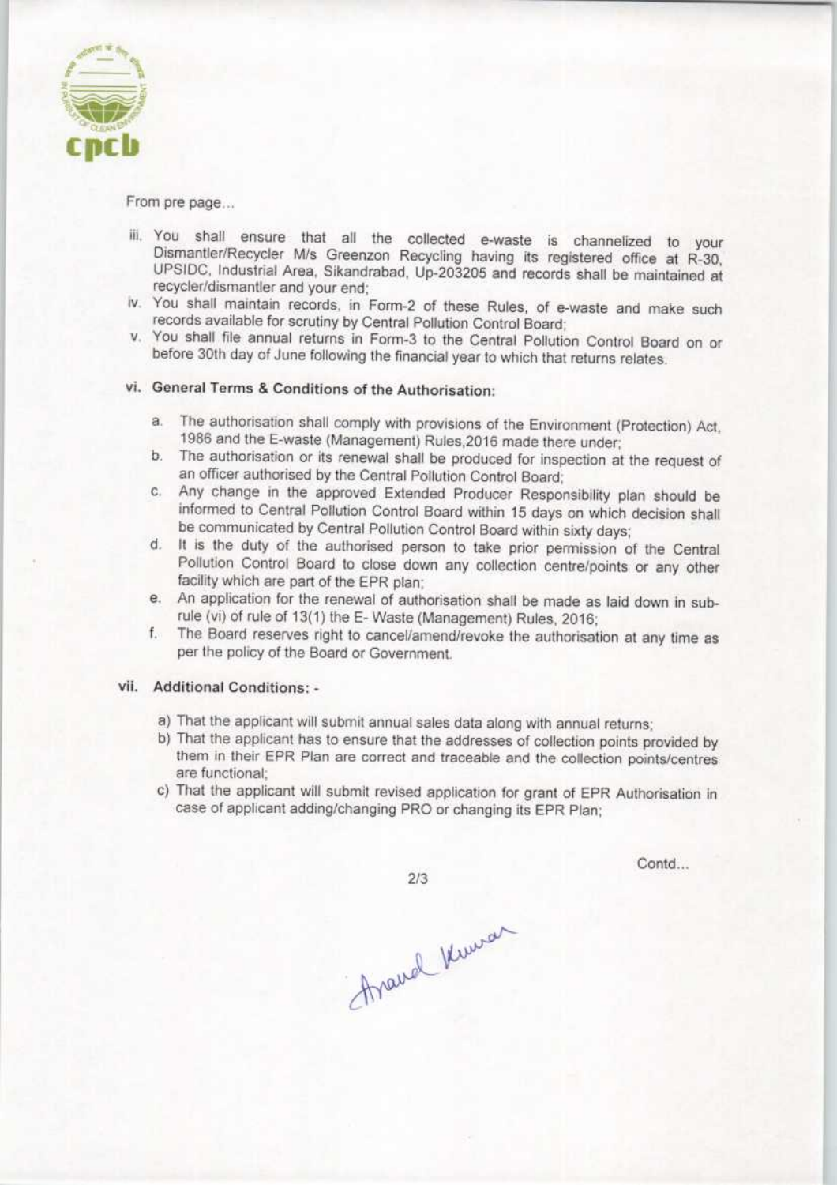From pre page...

iii. You shall ensure that all the collected e-waste is channelized to your Dismantler/Recycler M/s Greenzon Recycling having its registered office at R-30, UPSIDC, Industrial Area, Sikandrabad, Up-203205 and records shall be maintained at recycler/dismantler and your end;

iv. You shall maintain records, in Form-2 of these Rules, of e-waste and make such records available for scrutiny by Central Pollution Control Board;

v. You shall file annual returns in Form-3 to the Central Pollution Control Board on or before 30th day of June following the financial year to which that returns relates.

vi. **General Terms & Conditions of the Authorisation:**

   a. The authorisation shall comply with provisions of the Environment (Protection) Act, 1986 and the E-waste (Management) Rules,2016 made there under;
   b. The authorisation or its renewal shall be produced for inspection at the request of an officer authorised by the Central Pollution Control Board;
   c. Any change in the approved Extended Producer Responsibility plan should be informed to Central Pollution Control Board within 15 days on which decision shall be communicated by Central Pollution Control Board within sixty days;
   d. It is the duty of the authorised person to take prior permission of the Central Pollution Control Board to close down any collection centre/points or any other facility which are part of the EPR plan;
   e. An application for the renewal of authorisation shall be made as laid down in sub-rule (vi) of rule of 13(1) the E- Waste (Management) Rules, 2016;
   f. The Board reserves right to cancel/amend/revoke the authorisation at any time as per the policy of the Board or Government.

vii. **Additional Conditions: -**

   a) That the applicant will submit annual sales data along with annual returns;
   b) That the applicant has to ensure that the addresses of collection points provided by them in their EPR Plan are correct and traceable and the collection points/centres are functional;
   c) That the applicant will submit revised application for grant of EPR Authorisation in case of applicant adding/changing PRO or changing its EPR Plan;

Contd...

Anand Kumar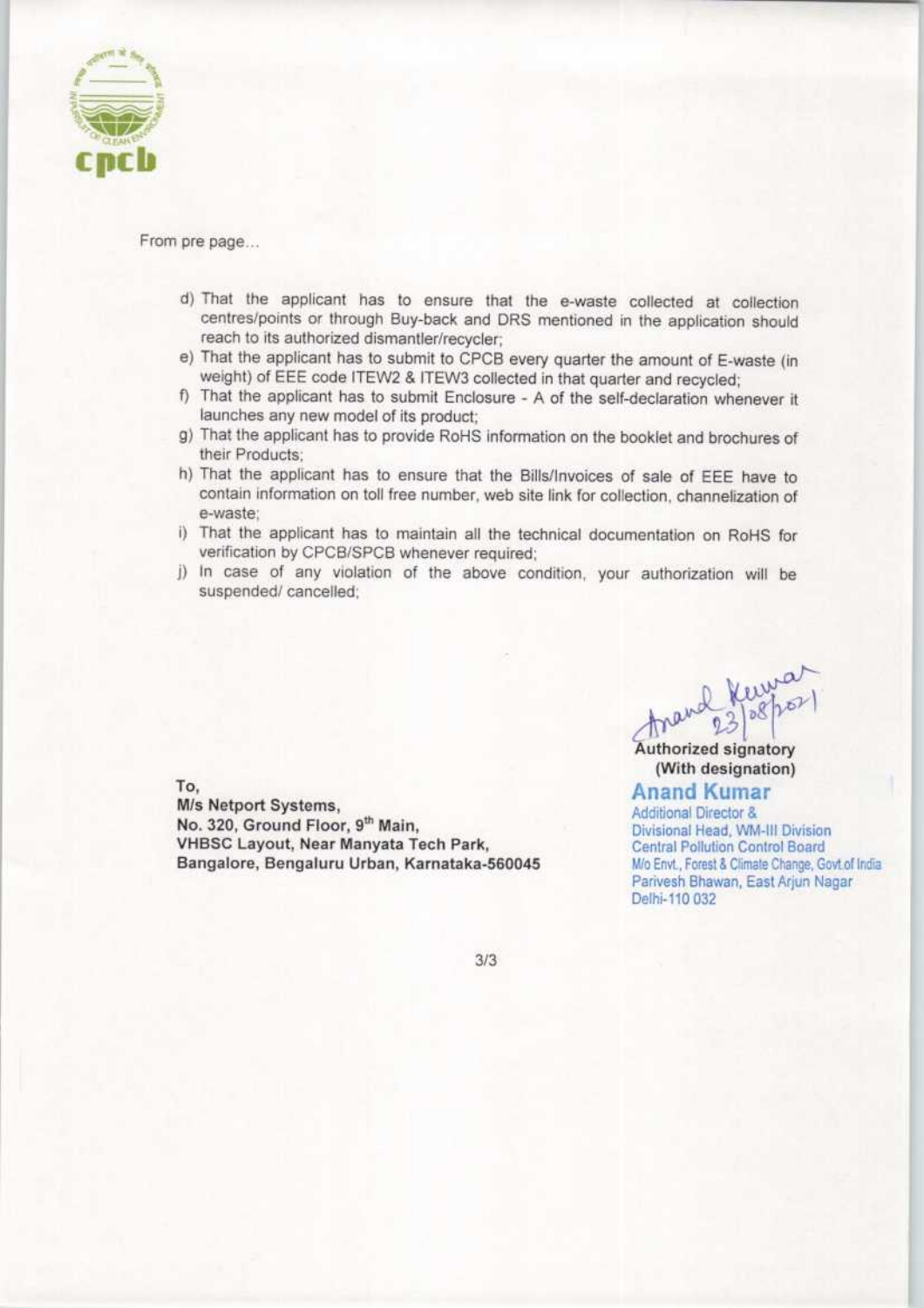From pre page...

d) That the applicant has to ensure that the e-waste collected at collection centres/points or through Buy-back and DRS mentioned in the application should reach to its authorized dismantler/recycler;

e) That the applicant has to submit to CPCB every quarter the amount of E-waste (in weight) of EEE code ITEW2 & ITEW3 collected in that quarter and recycled;

f) That the applicant has to submit Enclosure - A of the self-declaration whenever it launches any new model of its product;

g) That the applicant has to provide RoHS information on the booklet and brochures of their Products;

h) That the applicant has to ensure that the Bills/Invoices of sale of EEE have to contain information on toll free number, web site link for collection, channelization of e-waste;

i) That the applicant has to maintain all the technical documentation on RoHS for verification by CPCB/SPCB whenever required;

j) In case of any violation of the above condition, your authorization will be suspended/ cancelled;

Anand Kumar
23/08/2021

Authorized signatory
(With designation)

**Anand Kumar**
Additional Director &
Divisional Head, WM-III Division
Central Pollution Control Board
M/o Envt., Forest & Climate Change, Govt.of India
Parivesh Bhawan, East Arjun Nagar
Delhi-110 032

To,
**M/s Netport Systems,**
**No. 320, Ground Floor, 9th Main,**
**VHBSC Layout, Near Manyata Tech Park,**
**Bangalore, Bengaluru Urban, Karnataka-560045**